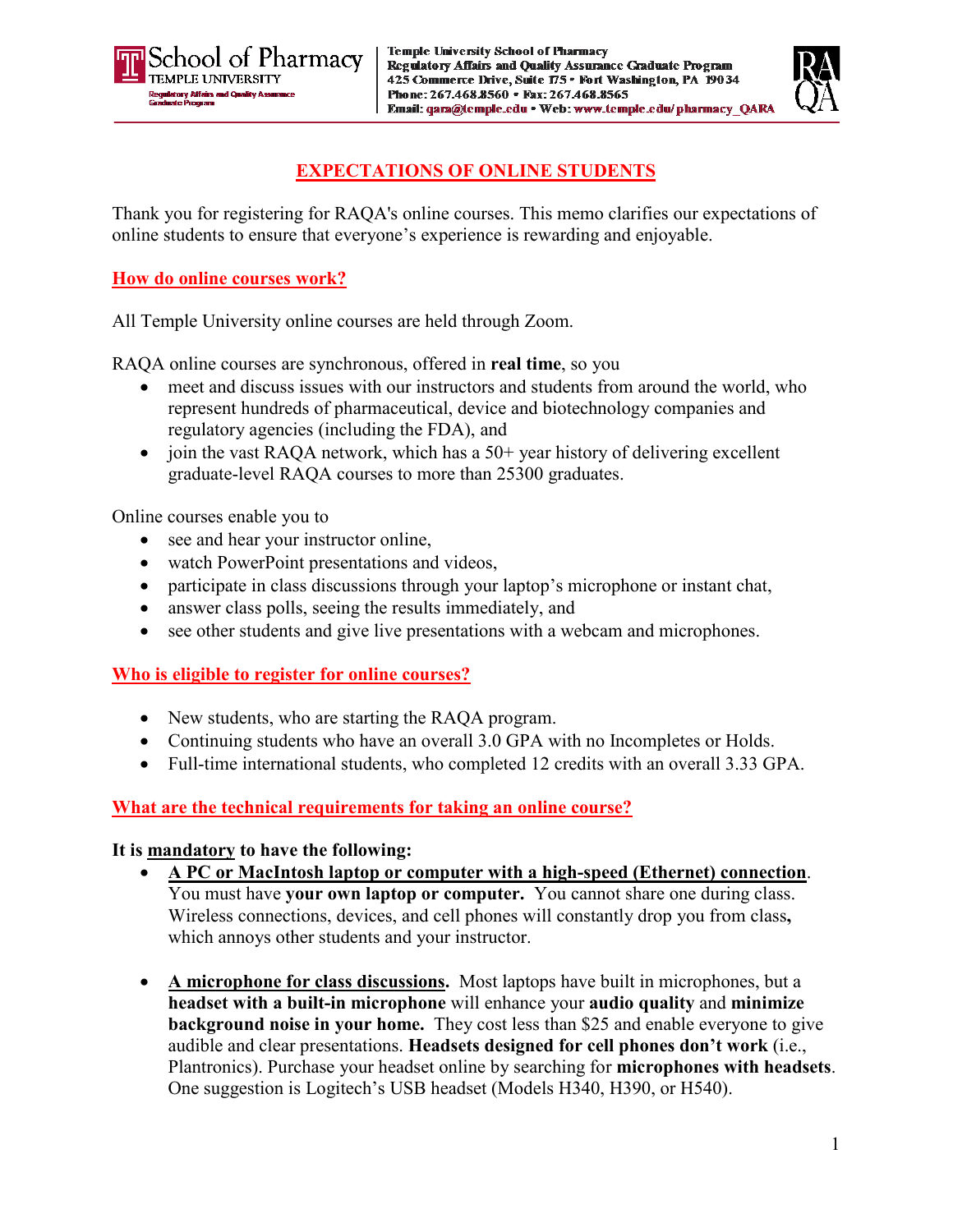# EXPECTATIONS OF ONLINE STUDENTS

Thank you for registering for RAQA's online courses. This memo clarifies our expectations of online students to ensure that everyone's experience is rewarding and enjoyable.

## How do online courses work?

All Temple University online courses are held through Zoom.

RAQA online courses are synchronous, offered in **real time**, so you

- meet and discuss issues with our instructors and students from around the world, who represent hundreds of pharmaceutical, device and biotechnology companies and regulatory agencies (including the FDA), and
- join the vast RAQA network, which has a 50+ year history of delivering excellent graduate-level RAQA courses to more than 25300 graduates.

Online courses enable you to

- see and hear your instructor online,
- watch PowerPoint presentations and videos,
- participate in class discussions through your laptop's microphone or instant chat,
- answer class polls, seeing the results immediately, and
- see other students and give live presentations with a webcam and microphones.

## Who is eligible to register for online courses?

- New students, who are starting the RAQA program.
- Continuing students who have an overall 3.0 GPA with no Incompletes or Holds.
- Full-time international students, who completed 12 credits with an overall 3.33 GPA.

## What are the technical requirements for taking an online course?

**It is mandatory to have the following:**

- **A PC or MacIntosh laptop or computer with a high-speed (Ethernet) connection**. You must have **your own laptop or computer.** You cannot share one during class. Wireless connections, devices, and cell phones will constantly drop you from class**,** which annoys other students and your instructor.

- **A microphone for class discussions.** Most laptops have built in microphones, but a **headset with a built-in microphone** will enhance your **audio quality** and **minimize background noise in your home.** They cost less than $25 and enable everyone to give audible and clear presentations. **Headsets designed for cell phones don't work** (i.e., Plantronics). Purchase your headset online by searching for **microphones with headsets**. One suggestion is Logitech's USB headset (Models H340, H390, or H540).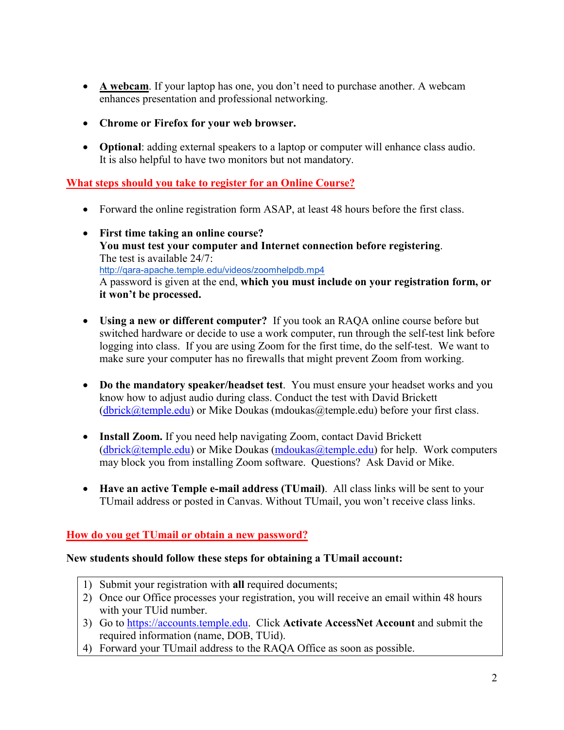- **A webcam**. If your laptop has one, you don't need to purchase another. A webcam enhances presentation and professional networking.

- **Chrome or Firefox for your web browser.**

- **Optional**: adding external speakers to a laptop or computer will enhance class audio. It is also helpful to have two monitors but not mandatory.

## What steps should you take to register for an Online Course?

- Forward the online registration form ASAP, at least 48 hours before the first class.

- **First time taking an online course?**
  **You must test your computer and Internet connection before registering**.
  The test is available 24/7:
  http://qara-apache.temple.edu/videos/zoomhelpdb.mp4
  A password is given at the end, **which you must include on your registration form, or it won't be processed.**

- **Using a new or different computer?** If you took an RAQA online course before but switched hardware or decide to use a work computer, run through the self-test link before logging into class. If you are using Zoom for the first time, do the self-test. We want to make sure your computer has no firewalls that might prevent Zoom from working.

- **Do the mandatory speaker/headset test**. You must ensure your headset works and you know how to adjust audio during class. Conduct the test with David Brickett (dbrick@temple.edu) or Mike Doukas (mdoukas@temple.edu) before your first class.

- **Install Zoom.** If you need help navigating Zoom, contact David Brickett (dbrick@temple.edu) or Mike Doukas (mdoukas@temple.edu) for help. Work computers may block you from installing Zoom software. Questions? Ask David or Mike.

- **Have an active Temple e-mail address (TUmail)**. All class links will be sent to your TUmail address or posted in Canvas. Without TUmail, you won't receive class links.

## How do you get TUmail or obtain a new password?

**New students should follow these steps for obtaining a TUmail account:**

1) Submit your registration with **all** required documents;
2) Once our Office processes your registration, you will receive an email within 48 hours with your TUid number.
3) Go to https://accounts.temple.edu. Click **Activate AccessNet Account** and submit the required information (name, DOB, TUid).
4) Forward your TUmail address to the RAQA Office as soon as possible.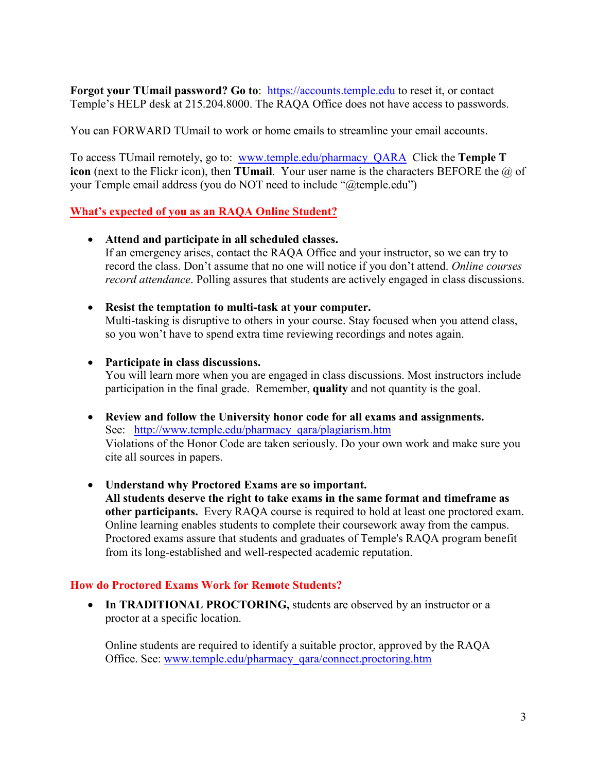**Forgot your TUmail password? Go to**: [https://accounts.temple.edu](https://accounts.temple.edu) to reset it, or contact Temple's HELP desk at 215.204.8000. The RAQA Office does not have access to passwords.

You can FORWARD TUmail to work or home emails to streamline your email accounts.

To access TUmail remotely, go to: [www.temple.edu/pharmacy_QARA](www.temple.edu/pharmacy_QARA) Click the **Temple T icon** (next to the Flickr icon), then **TUmail**. Your user name is the characters BEFORE the @ of your Temple email address (you do NOT need to include "@temple.edu")

## What's expected of you as an RAQA Online Student?

- **Attend and participate in all scheduled classes.**
  If an emergency arises, contact the RAQA Office and your instructor, so we can try to record the class. Don't assume that no one will notice if you don't attend. *Online courses record attendance*. Polling assures that students are actively engaged in class discussions.

- **Resist the temptation to multi-task at your computer.**
  Multi-tasking is disruptive to others in your course. Stay focused when you attend class, so you won't have to spend extra time reviewing recordings and notes again.

- **Participate in class discussions.**
  You will learn more when you are engaged in class discussions. Most instructors include participation in the final grade. Remember, **quality** and not quantity is the goal.

- **Review and follow the University honor code for all exams and assignments.**
  See: [http://www.temple.edu/pharmacy_qara/plagiarism.htm](http://www.temple.edu/pharmacy_qara/plagiarism.htm)
  Violations of the Honor Code are taken seriously. Do your own work and make sure you cite all sources in papers.

- **Understand why Proctored Exams are so important.**
  **All students deserve the right to take exams in the same format and timeframe as other participants.** Every RAQA course is required to hold at least one proctored exam. Online learning enables students to complete their coursework away from the campus. Proctored exams assure that students and graduates of Temple's RAQA program benefit from its long-established and well-respected academic reputation.

## How do Proctored Exams Work for Remote Students?

- **In TRADITIONAL PROCTORING,** students are observed by an instructor or a proctor at a specific location.

  Online students are required to identify a suitable proctor, approved by the RAQA Office. See: [www.temple.edu/pharmacy_qara/connect.proctoring.htm](www.temple.edu/pharmacy_qara/connect.proctoring.htm)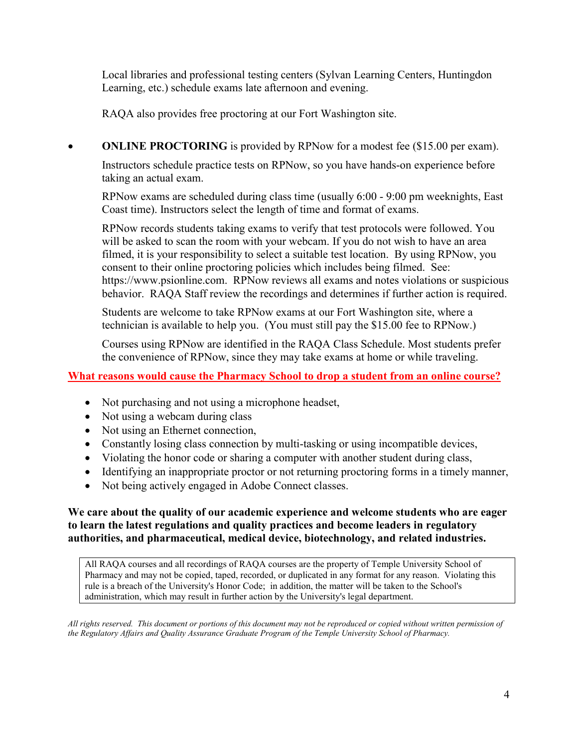Local libraries and professional testing centers (Sylvan Learning Centers, Huntingdon Learning, etc.) schedule exams late afternoon and evening.

RAQA also provides free proctoring at our Fort Washington site.

- **ONLINE PROCTORING** is provided by RPNow for a modest fee ($15.00 per exam).

  Instructors schedule practice tests on RPNow, so you have hands-on experience before taking an actual exam.

  RPNow exams are scheduled during class time (usually 6:00 - 9:00 pm weeknights, East Coast time). Instructors select the length of time and format of exams.

  RPNow records students taking exams to verify that test protocols were followed. You will be asked to scan the room with your webcam. If you do not wish to have an area filmed, it is your responsibility to select a suitable test location. By using RPNow, you consent to their online proctoring policies which includes being filmed. See: https://www.psionline.com. RPNow reviews all exams and notes violations or suspicious behavior. RAQA Staff review the recordings and determines if further action is required.

  Students are welcome to take RPNow exams at our Fort Washington site, where a technician is available to help you. (You must still pay the $15.00 fee to RPNow.)

  Courses using RPNow are identified in the RAQA Class Schedule. Most students prefer the convenience of RPNow, since they may take exams at home or while traveling.

## What reasons would cause the Pharmacy School to drop a student from an online course?

- Not purchasing and not using a microphone headset,
- Not using a webcam during class
- Not using an Ethernet connection,
- Constantly losing class connection by multi-tasking or using incompatible devices,
- Violating the honor code or sharing a computer with another student during class,
- Identifying an inappropriate proctor or not returning proctoring forms in a timely manner,
- Not being actively engaged in Adobe Connect classes.

**We care about the quality of our academic experience and welcome students who are eager to learn the latest regulations and quality practices and become leaders in regulatory authorities, and pharmaceutical, medical device, biotechnology, and related industries.**

All RAQA courses and all recordings of RAQA courses are the property of Temple University School of Pharmacy and may not be copied, taped, recorded, or duplicated in any format for any reason. Violating this rule is a breach of the University's Honor Code; in addition, the matter will be taken to the School's administration, which may result in further action by the University's legal department.

*All rights reserved. This document or portions of this document may not be reproduced or copied without written permission of the Regulatory Affairs and Quality Assurance Graduate Program of the Temple University School of Pharmacy.*